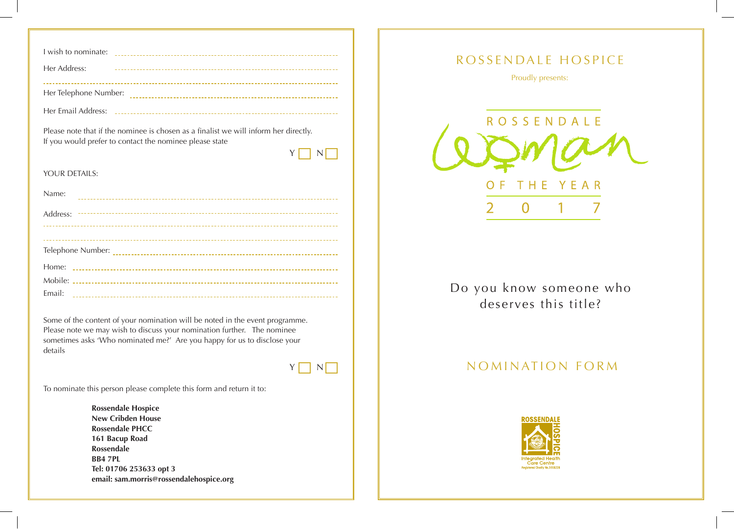I wish to nominate: ....................................................................

Her Address: ....................................................................

....................................................................

Her Telephone Number: ....................................................................

Her Email Address: ....................................................................

Please note that if the nominee is chosen as a finalist we will inform her directly.
If you would prefer to contact the nominee please state

Y ☐ N ☐

YOUR DETAILS:

Name: ....................................................................

Address: ....................................................................

....................................................................

....................................................................

Telephone Number: ....................................................................

Home: ....................................................................

Mobile: ....................................................................

Email: ....................................................................

Some of the content of your nomination will be noted in the event programme. Please note we may wish to discuss your nomination further. The nominee sometimes asks 'Who nominated me?' Are you happy for us to disclose your details

Y ☐ N ☐

To nominate this person please complete this form and return it to:

**Rossendale Hospice**
**New Cribden House**
**Rossendale PHCC**
**161 Bacup Road**
**Rossendale**
**BB4 7PL**
**Tel: 01706 253633 opt 3**
**email: sam.morris@rossendalehospice.org**

# ROSSENDALE HOSPICE

Proudly presents:

# ROSSENDALE Woman OF THE YEAR 2017

Do you know someone who deserves this title?

## NOMINATION FORM

ROSSENDALE HOSPICE
Integrated Health Care Centre
Registered Charity No.1008224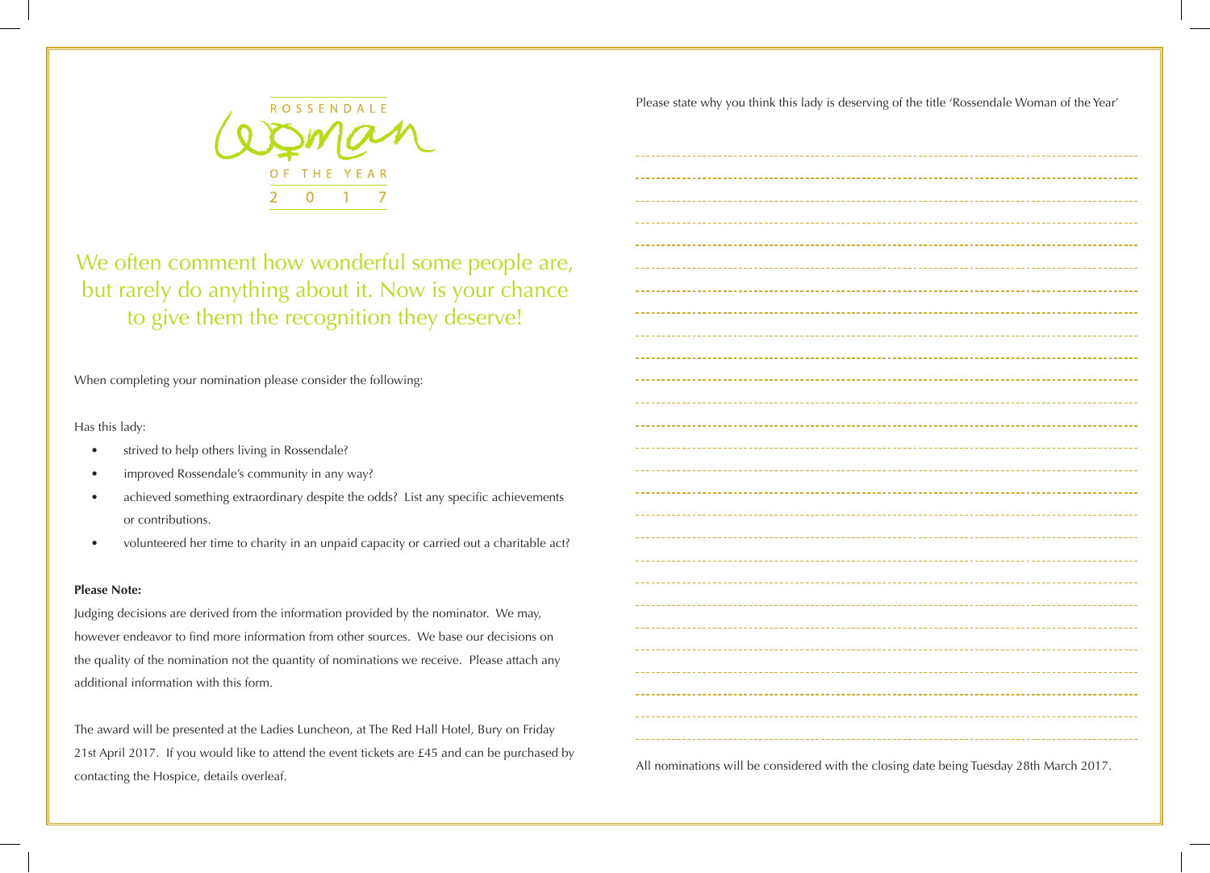ROSSENDALE

# Woman

OF THE YEAR

2 0 1 7

## We often comment how wonderful some people are, but rarely do anything about it. Now is your chance to give them the recognition they deserve!

When completing your nomination please consider the following:

Has this lady:

- strived to help others living in Rossendale?
- improved Rossendale's community in any way?
- achieved something extraordinary despite the odds? List any specific achievements or contributions.
- volunteered her time to charity in an unpaid capacity or carried out a charitable act?

**Please Note:**

Judging decisions are derived from the information provided by the nominator. We may, however endeavor to find more information from other sources. We base our decisions on the quality of the nomination not the quantity of nominations we receive. Please attach any additional information with this form.

The award will be presented at the Ladies Luncheon, at The Red Hall Hotel, Bury on Friday 21st April 2017. If you would like to attend the event tickets are £45 and can be purchased by contacting the Hospice, details overleaf.

Please state why you think this lady is deserving of the title 'Rossendale Woman of the Year'

All nominations will be considered with the closing date being Tuesday 28th March 2017.